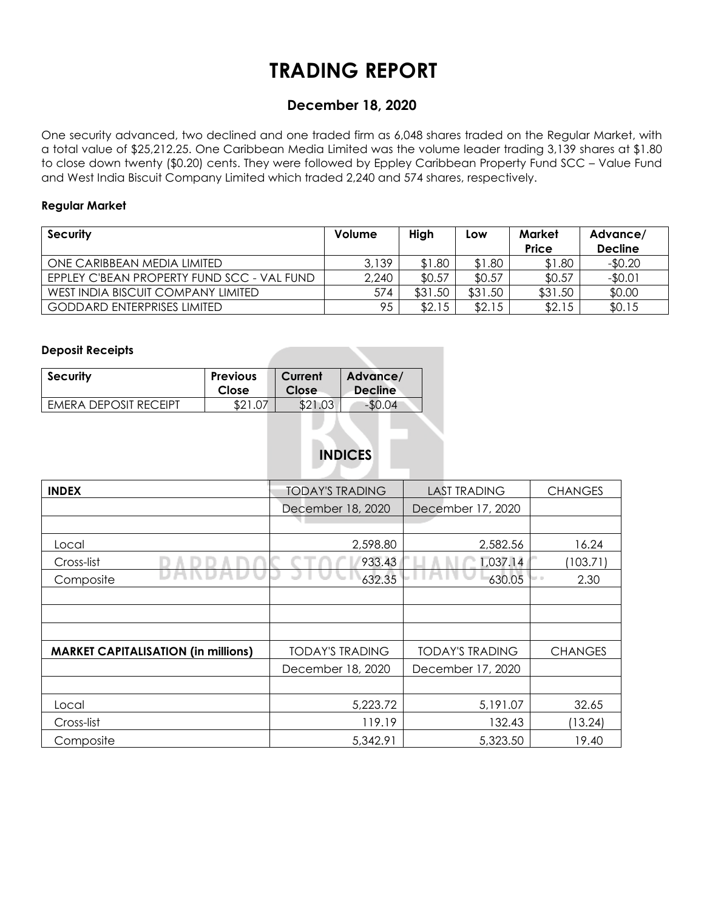# TRADING REPORT

## December 18, 2020

One security advanced, two declined and one traded firm as 6,048 shares traded on the Regular Market, with a total value of $25,212.25. One Caribbean Media Limited was the volume leader trading 3,139 shares at $1.80 to close down twenty ($0.20) cents. They were followed by Eppley Caribbean Property Fund SCC – Value Fund and West India Biscuit Company Limited which traded 2,240 and 574 shares, respectively.

### Regular Market

| Security | Volume | High | Low | Market Price | Advance/ Decline |
|---|---|---|---|---|---|
| ONE CARIBBEAN MEDIA LIMITED | 3,139 | $1.80 | $1.80 | $1.80 | -$0.20 |
| EPPLEY C'BEAN PROPERTY FUND SCC - VAL FUND | 2,240 | $0.57 | $0.57 | $0.57 | -$0.01 |
| WEST INDIA BISCUIT COMPANY LIMITED | 574 | $31.50 | $31.50 | $31.50 | $0.00 |
| GODDARD ENTERPRISES LIMITED | 95 | $2.15 | $2.15 | $2.15 | $0.15 |

### Deposit Receipts

| Security | Previous Close | Current Close | Advance/ Decline |
|---|---|---|---|
| EMERA DEPOSIT RECEIPT | $21.07 | $21.03 | -$0.04 |

## INDICES

| INDEX | TODAY'S TRADING | LAST TRADING | CHANGES |
|---|---|---|---|
| | December 18, 2020 | December 17, 2020 | |
| | | | |
| Local | 2,598.80 | 2,582.56 | 16.24 |
| Cross-list | 933.43 | 1,037.14 | (103.71) |
| Composite | 632.35 | 630.05 | 2.30 |
| | | | |
| | | | |
| | | | |
| **MARKET CAPITALISATION (in millions)** | TODAY'S TRADING | TODAY'S TRADING | CHANGES |
| | December 18, 2020 | December 17, 2020 | |
| | | | |
| Local | 5,223.72 | 5,191.07 | 32.65 |
| Cross-list | 119.19 | 132.43 | (13.24) |
| Composite | 5,342.91 | 5,323.50 | 19.40 |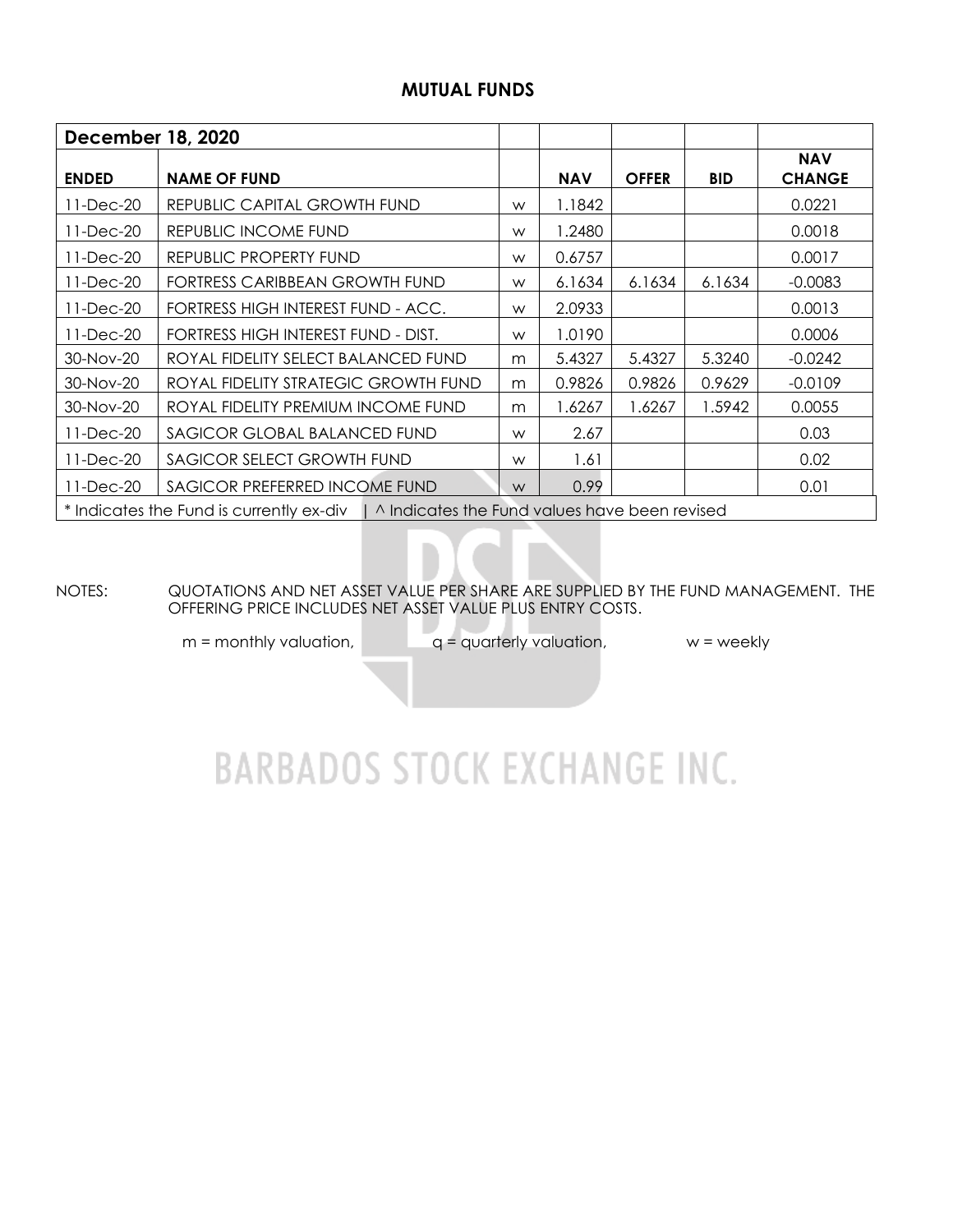# MUTUAL FUNDS

| December 18, 2020 | | | | | | |
|---|---|---|---|---|---|---|
| **ENDED** | **NAME OF FUND** | | **NAV** | **OFFER** | **BID** | **NAV CHANGE** |
| 11-Dec-20 | REPUBLIC CAPITAL GROWTH FUND | w | 1.1842 | | | 0.0221 |
| 11-Dec-20 | REPUBLIC INCOME FUND | w | 1.2480 | | | 0.0018 |
| 11-Dec-20 | REPUBLIC PROPERTY FUND | w | 0.6757 | | | 0.0017 |
| 11-Dec-20 | FORTRESS CARIBBEAN GROWTH FUND | w | 6.1634 | 6.1634 | 6.1634 | -0.0083 |
| 11-Dec-20 | FORTRESS HIGH INTEREST FUND - ACC. | w | 2.0933 | | | 0.0013 |
| 11-Dec-20 | FORTRESS HIGH INTEREST FUND - DIST. | w | 1.0190 | | | 0.0006 |
| 30-Nov-20 | ROYAL FIDELITY SELECT BALANCED FUND | m | 5.4327 | 5.4327 | 5.3240 | -0.0242 |
| 30-Nov-20 | ROYAL FIDELITY STRATEGIC GROWTH FUND | m | 0.9826 | 0.9826 | 0.9629 | -0.0109 |
| 30-Nov-20 | ROYAL FIDELITY PREMIUM INCOME FUND | m | 1.6267 | 1.6267 | 1.5942 | 0.0055 |
| 11-Dec-20 | SAGICOR GLOBAL BALANCED FUND | w | 2.67 | | | 0.03 |
| 11-Dec-20 | SAGICOR SELECT GROWTH FUND | w | 1.61 | | | 0.02 |
| 11-Dec-20 | SAGICOR PREFERRED INCOME FUND | w | 0.99 | | | 0.01 |
| * Indicates the Fund is currently ex-div \| ^ Indicates the Fund values have been revised | | | | | | |

NOTES: QUOTATIONS AND NET ASSET VALUE PER SHARE ARE SUPPLIED BY THE FUND MANAGEMENT. THE OFFERING PRICE INCLUDES NET ASSET VALUE PLUS ENTRY COSTS.

m = monthly valuation, q = quarterly valuation, w = weekly

BARBADOS STOCK EXCHANGE INC.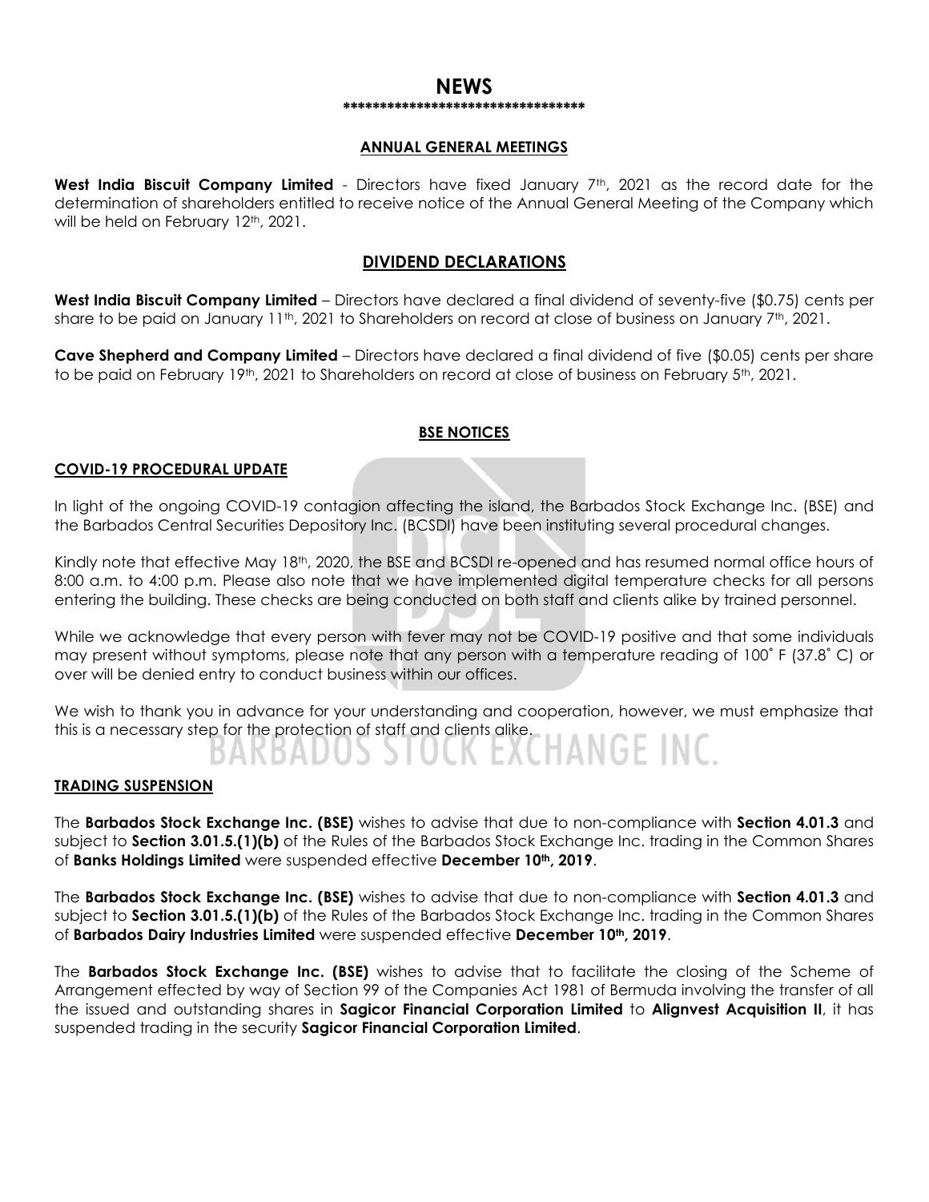# NEWS

**********************************

## ANNUAL GENERAL MEETINGS

**West India Biscuit Company Limited** - Directors have fixed January 7th, 2021 as the record date for the determination of shareholders entitled to receive notice of the Annual General Meeting of the Company which will be held on February 12th, 2021.

## DIVIDEND DECLARATIONS

**West India Biscuit Company Limited** – Directors have declared a final dividend of seventy-five ($0.75) cents per share to be paid on January 11th, 2021 to Shareholders on record at close of business on January 7th, 2021.

**Cave Shepherd and Company Limited** – Directors have declared a final dividend of five ($0.05) cents per share to be paid on February 19th, 2021 to Shareholders on record at close of business on February 5th, 2021.

## BSE NOTICES

### COVID-19 PROCEDURAL UPDATE

In light of the ongoing COVID-19 contagion affecting the island, the Barbados Stock Exchange Inc. (BSE) and the Barbados Central Securities Depository Inc. (BCSDI) have been instituting several procedural changes.

Kindly note that effective May 18th, 2020, the BSE and BCSDI re-opened and has resumed normal office hours of 8:00 a.m. to 4:00 p.m. Please also note that we have implemented digital temperature checks for all persons entering the building. These checks are being conducted on both staff and clients alike by trained personnel.

While we acknowledge that every person with fever may not be COVID-19 positive and that some individuals may present without symptoms, please note that any person with a temperature reading of 100˚ F (37.8˚ C) or over will be denied entry to conduct business within our offices.

We wish to thank you in advance for your understanding and cooperation, however, we must emphasize that this is a necessary step for the protection of staff and clients alike.

### TRADING SUSPENSION

The **Barbados Stock Exchange Inc. (BSE)** wishes to advise that due to non-compliance with **Section 4.01.3** and subject to **Section 3.01.5.(1)(b)** of the Rules of the Barbados Stock Exchange Inc. trading in the Common Shares of **Banks Holdings Limited** were suspended effective **December 10th, 2019**.

The **Barbados Stock Exchange Inc. (BSE)** wishes to advise that due to non-compliance with **Section 4.01.3** and subject to **Section 3.01.5.(1)(b)** of the Rules of the Barbados Stock Exchange Inc. trading in the Common Shares of **Barbados Dairy Industries Limited** were suspended effective **December 10th, 2019**.

The **Barbados Stock Exchange Inc. (BSE)** wishes to advise that to facilitate the closing of the Scheme of Arrangement effected by way of Section 99 of the Companies Act 1981 of Bermuda involving the transfer of all the issued and outstanding shares in **Sagicor Financial Corporation Limited** to **Alignvest Acquisition II**, it has suspended trading in the security **Sagicor Financial Corporation Limited**.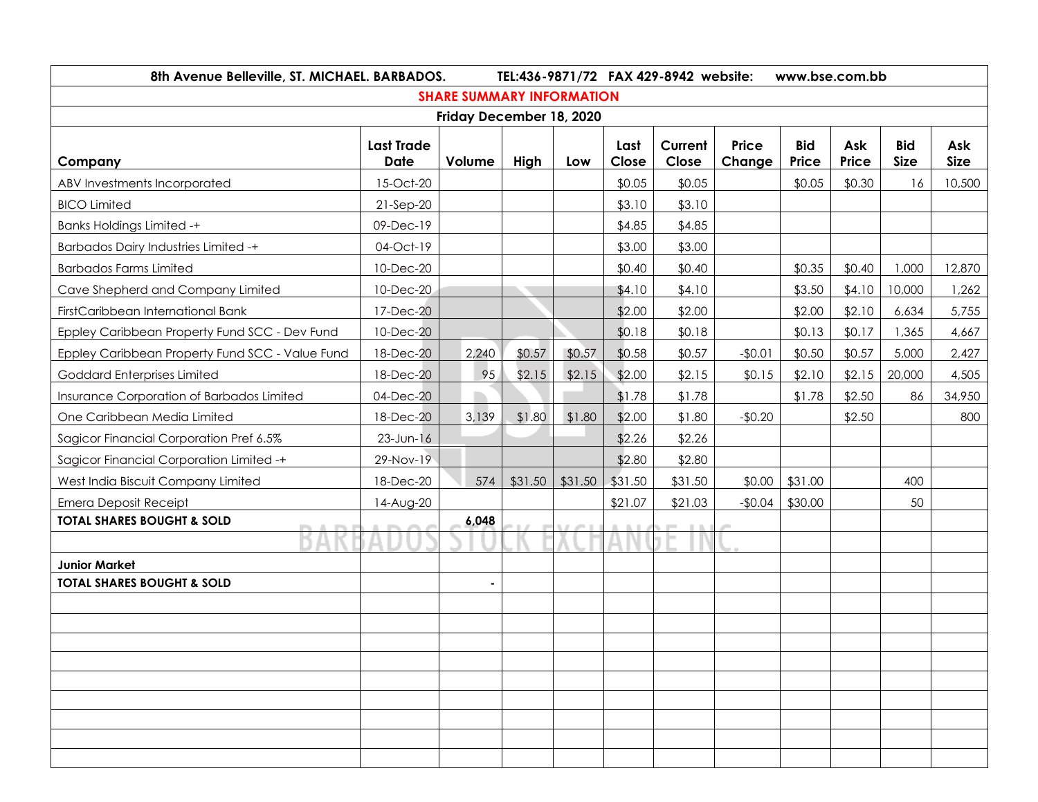8th Avenue Belleville, ST. MICHAEL. BARBADOS. TEL:436-9871/72 FAX 429-8942 website: www.bse.com.bb

## SHARE SUMMARY INFORMATION

**Friday December 18, 2020**

| Company | Last Trade Date | Volume | High | Low | Last Close | Current Close | Price Change | Bid Price | Ask Price | Bid Size | Ask Size |
|---|---|---|---|---|---|---|---|---|---|---|---|
| ABV Investments Incorporated | 15-Oct-20 | | | | $0.05 | $0.05 | | $0.05 | $0.30 | 16 | 10,500 |
| BICO Limited | 21-Sep-20 | | | | $3.10 | $3.10 | | | | | |
| Banks Holdings Limited -+ | 09-Dec-19 | | | | $4.85 | $4.85 | | | | | |
| Barbados Dairy Industries Limited -+ | 04-Oct-19 | | | | $3.00 | $3.00 | | | | | |
| Barbados Farms Limited | 10-Dec-20 | | | | $0.40 | $0.40 | | $0.35 | $0.40 | 1,000 | 12,870 |
| Cave Shepherd and Company Limited | 10-Dec-20 | | | | $4.10 | $4.10 | | $3.50 | $4.10 | 10,000 | 1,262 |
| FirstCaribbean International Bank | 17-Dec-20 | | | | $2.00 | $2.00 | | $2.00 | $2.10 | 6,634 | 5,755 |
| Eppley Caribbean Property Fund SCC - Dev Fund | 10-Dec-20 | | | | $0.18 | $0.18 | | $0.13 | $0.17 | 1,365 | 4,667 |
| Eppley Caribbean Property Fund SCC - Value Fund | 18-Dec-20 | 2,240 | $0.57 | $0.57 | $0.58 | $0.57 | -$0.01 | $0.50 | $0.57 | 5,000 | 2,427 |
| Goddard Enterprises Limited | 18-Dec-20 | 95 | $2.15 | $2.15 | $2.00 | $2.15 | $0.15 | $2.10 | $2.15 | 20,000 | 4,505 |
| Insurance Corporation of Barbados Limited | 04-Dec-20 | | | | $1.78 | $1.78 | | $1.78 | $2.50 | 86 | 34,950 |
| One Caribbean Media Limited | 18-Dec-20 | 3,139 | $1.80 | $1.80 | $2.00 | $1.80 | -$0.20 | | $2.50 | | 800 |
| Sagicor Financial Corporation Pref 6.5% | 23-Jun-16 | | | | $2.26 | $2.26 | | | | | |
| Sagicor Financial Corporation Limited -+ | 29-Nov-19 | | | | $2.80 | $2.80 | | | | | |
| West India Biscuit Company Limited | 18-Dec-20 | 574 | $31.50 | $31.50 | $31.50 | $31.50 | $0.00 | $31.00 | | 400 | |
| Emera Deposit Receipt | 14-Aug-20 | | | | $21.07 | $21.03 | -$0.04 | $30.00 | | 50 | |
| **TOTAL SHARES BOUGHT & SOLD** | | **6,048** | | | | | | | | | |
| | | | | | | | | | | | |
| **Junior Market** | | | | | | | | | | | |
| **TOTAL SHARES BOUGHT & SOLD** | | - | | | | | | | | | |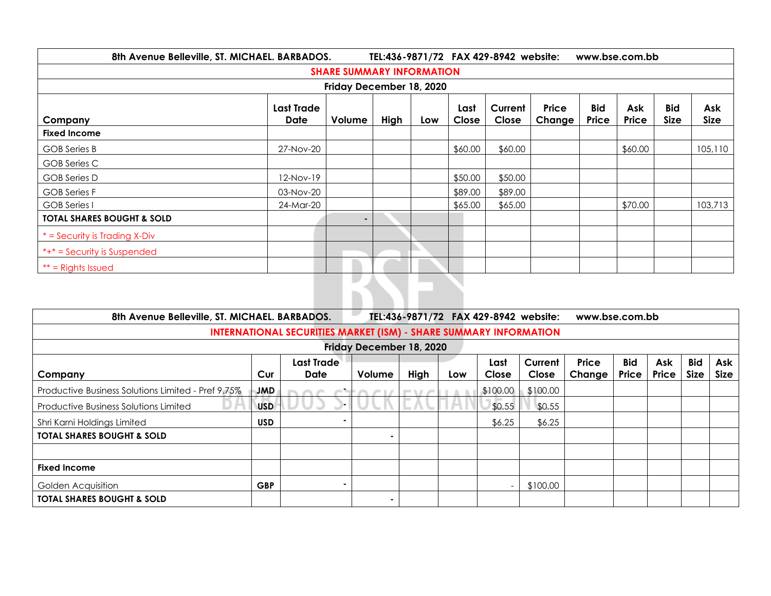| 8th Avenue Belleville, ST. MICHAEL. BARBADOS. TEL:436-9871/72 FAX 429-8942 website: www.bse.com.bb | | | | | | | | | | | |
|---|---|---|---|---|---|---|---|---|---|---|---|
| **SHARE SUMMARY INFORMATION** | | | | | | | | | | | |
| **Friday December 18, 2020** | | | | | | | | | | | |
| **Company** | **Last Trade Date** | **Volume** | **High** | **Low** | **Last Close** | **Current Close** | **Price Change** | **Bid Price** | **Ask Price** | **Bid Size** | **Ask Size** |
| **Fixed Income** | | | | | | | | | | | |
| GOB Series B | 27-Nov-20 | | | | $60.00 | $60.00 | | | $60.00 | | 105,110 |
| GOB Series C | | | | | | | | | | | |
| GOB Series D | 12-Nov-19 | | | | $50.00 | $50.00 | | | | | |
| GOB Series F | 03-Nov-20 | | | | $89.00 | $89.00 | | | | | |
| GOB Series I | 24-Mar-20 | | | | $65.00 | $65.00 | | | $70.00 | | 103,713 |
| **TOTAL SHARES BOUGHT & SOLD** | | - | | | | | | | | | |
| * = Security is Trading X-Div | | | | | | | | | | | |
| *+* = Security is Suspended | | | | | | | | | | | |
| ** = Rights Issued | | | | | | | | | | | |

| 8th Avenue Belleville, ST. MICHAEL. BARBADOS. TEL:436-9871/72 FAX 429-8942 website: www.bse.com.bb | | | | | | | | | | | | |
|---|---|---|---|---|---|---|---|---|---|---|---|---|
| **INTERNATIONAL SECURITIES MARKET (ISM) - SHARE SUMMARY INFORMATION** | | | | | | | | | | | | |
| **Friday December 18, 2020** | | | | | | | | | | | | |
| **Company** | **Cur** | **Last Trade Date** | **Volume** | **High** | **Low** | **Last Close** | **Current Close** | **Price Change** | **Bid Price** | **Ask Price** | **Bid Size** | **Ask Size** |
| Productive Business Solutions Limited - Pref 9.75% | **JMD** | - | | | | $100.00 | $100.00 | | | | | |
| Productive Business Solutions Limited | **USD** | - | | | | $0.55 | $0.55 | | | | | |
| Shri Karni Holdings Limited | **USD** | - | | | | $6.25 | $6.25 | | | | | |
| **TOTAL SHARES BOUGHT & SOLD** | | | - | | | | | | | | | |
| | | | | | | | | | | | | |
| **Fixed Income** | | | | | | | | | | | | |
| Golden Acquisition | **GBP** | - | | | | - | $100.00 | | | | | |
| **TOTAL SHARES BOUGHT & SOLD** | | | - | | | | | | | | | |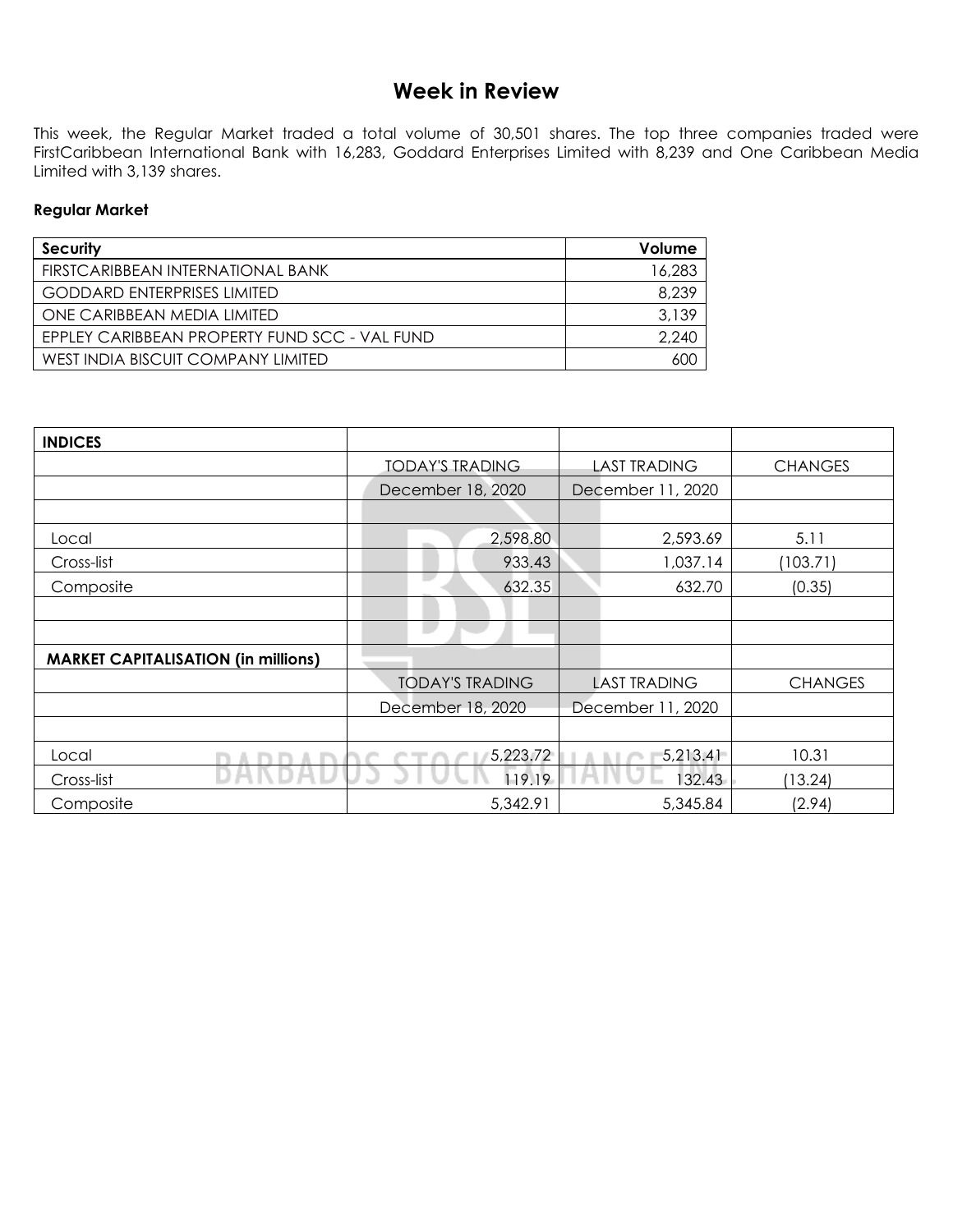# Week in Review

This week, the Regular Market traded a total volume of 30,501 shares. The top three companies traded were FirstCaribbean International Bank with 16,283, Goddard Enterprises Limited with 8,239 and One Caribbean Media Limited with 3,139 shares.

**Regular Market**

| Security | Volume |
|---|---:|
| FIRSTCARIBBEAN INTERNATIONAL BANK | 16,283 |
| GODDARD ENTERPRISES LIMITED | 8,239 |
| ONE CARIBBEAN MEDIA LIMITED | 3,139 |
| EPPLEY CARIBBEAN PROPERTY FUND SCC - VAL FUND | 2,240 |
| WEST INDIA BISCUIT COMPANY LIMITED | 600 |

| **INDICES** | | | |
|---|---:|---:|---:|
| | TODAY'S TRADING | LAST TRADING | CHANGES |
| | December 18, 2020 | December 11, 2020 | |
| | | | |
| Local | 2,598.80 | 2,593.69 | 5.11 |
| Cross-list | 933.43 | 1,037.14 | (103.71) |
| Composite | 632.35 | 632.70 | (0.35) |
| | | | |
| | | | |
| **MARKET CAPITALISATION (in millions)** | | | |
| | TODAY'S TRADING | LAST TRADING | CHANGES |
| | December 18, 2020 | December 11, 2020 | |
| | | | |
| Local | 5,223.72 | 5,213.41 | 10.31 |
| Cross-list | 119.19 | 132.43 | (13.24) |
| Composite | 5,342.91 | 5,345.84 | (2.94) |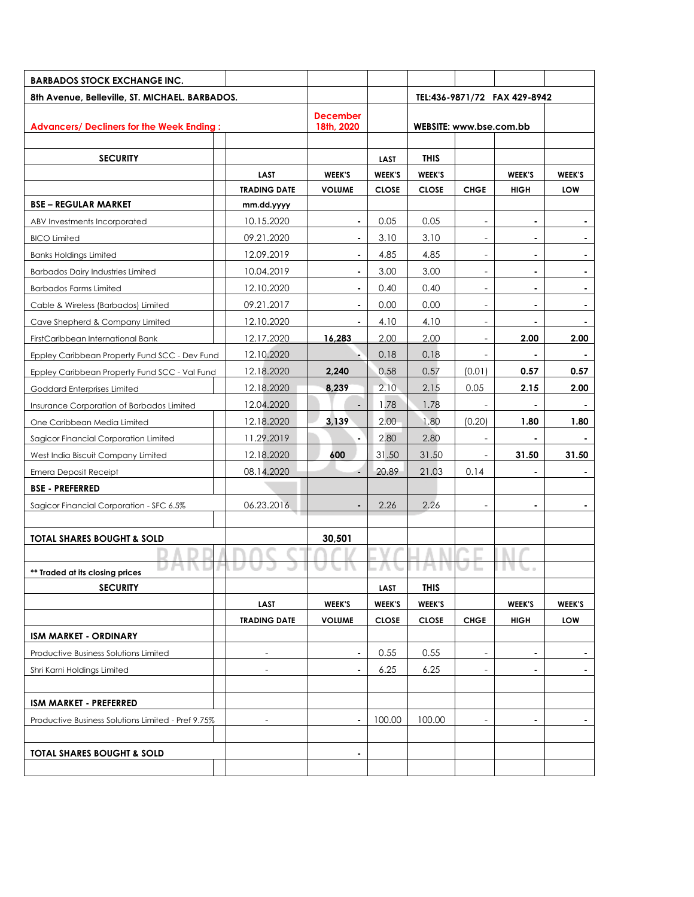**BARBADOS STOCK EXCHANGE INC.**

**8th Avenue, Belleville, ST. MICHAEL. BARBADOS.** TEL:436-9871/72 FAX 429-8942

**Advancers/ Decliners for the Week Ending : December 18th, 2020** WEBSITE: www.bse.com.bb

| SECURITY | LAST TRADING DATE | WEEK'S VOLUME | LAST WEEK'S CLOSE | THIS WEEK'S CLOSE | CHGE | WEEK'S HIGH | WEEK'S LOW |
|---|---|---|---|---|---|---|---|
| **BSE – REGULAR MARKET** | mm.dd.yyyy | | | | | | |
| ABV Investments Incorporated | 10.15.2020 | - | 0.05 | 0.05 | - | - | - |
| BICO Limited | 09.21.2020 | - | 3.10 | 3.10 | - | - | - |
| Banks Holdings Limited | 12.09.2019 | - | 4.85 | 4.85 | - | - | - |
| Barbados Dairy Industries Limited | 10.04.2019 | - | 3.00 | 3.00 | - | - | - |
| Barbados Farms Limited | 12.10.2020 | - | 0.40 | 0.40 | - | - | - |
| Cable & Wireless (Barbados) Limited | 09.21.2017 | - | 0.00 | 0.00 | - | - | - |
| Cave Shepherd & Company Limited | 12.10.2020 | - | 4.10 | 4.10 | - | - | - |
| FirstCaribbean International Bank | 12.17.2020 | 16,283 | 2.00 | 2.00 | - | 2.00 | 2.00 |
| Eppley Caribbean Property Fund SCC - Dev Fund | 12.10.2020 | - | 0.18 | 0.18 | - | - | - |
| Eppley Caribbean Property Fund SCC - Val Fund | 12.18.2020 | 2,240 | 0.58 | 0.57 | (0.01) | 0.57 | 0.57 |
| Goddard Enterprises Limited | 12.18.2020 | 8,239 | 2.10 | 2.15 | 0.05 | 2.15 | 2.00 |
| Insurance Corporation of Barbados Limited | 12.04.2020 | - | 1.78 | 1.78 | - | - | - |
| One Caribbean Media Limited | 12.18.2020 | 3,139 | 2.00 | 1.80 | (0.20) | 1.80 | 1.80 |
| Sagicor Financial Corporation Limited | 11.29.2019 | - | 2.80 | 2.80 | - | - | - |
| West India Biscuit Company Limited | 12.18.2020 | 600 | 31.50 | 31.50 | - | 31.50 | 31.50 |
| Emera Deposit Receipt | 08.14.2020 | - | 20.89 | 21.03 | 0.14 | - | - |
| **BSE - PREFERRED** | | | | | | | |
| Sagicor Financial Corporation - SFC 6.5% | 06.23.2016 | - | 2.26 | 2.26 | - | - | - |
| | | | | | | | |
| **TOTAL SHARES BOUGHT & SOLD** | | 30,501 | | | | | |

** Traded at its closing prices

| SECURITY | LAST TRADING DATE | WEEK'S VOLUME | LAST WEEK'S CLOSE | THIS WEEK'S CLOSE | CHGE | WEEK'S HIGH | WEEK'S LOW |
|---|---|---|---|---|---|---|---|
| **ISM MARKET - ORDINARY** | | | | | | | |
| Productive Business Solutions Limited | - | - | 0.55 | 0.55 | - | - | - |
| Shri Karni Holdings Limited | - | - | 6.25 | 6.25 | - | - | - |
| | | | | | | | |
| **ISM MARKET - PREFERRED** | | | | | | | |
| Productive Business Solutions Limited - Pref 9.75% | - | - | 100.00 | 100.00 | - | - | - |
| | | | | | | | |
| **TOTAL SHARES BOUGHT & SOLD** | | - | | | | | |